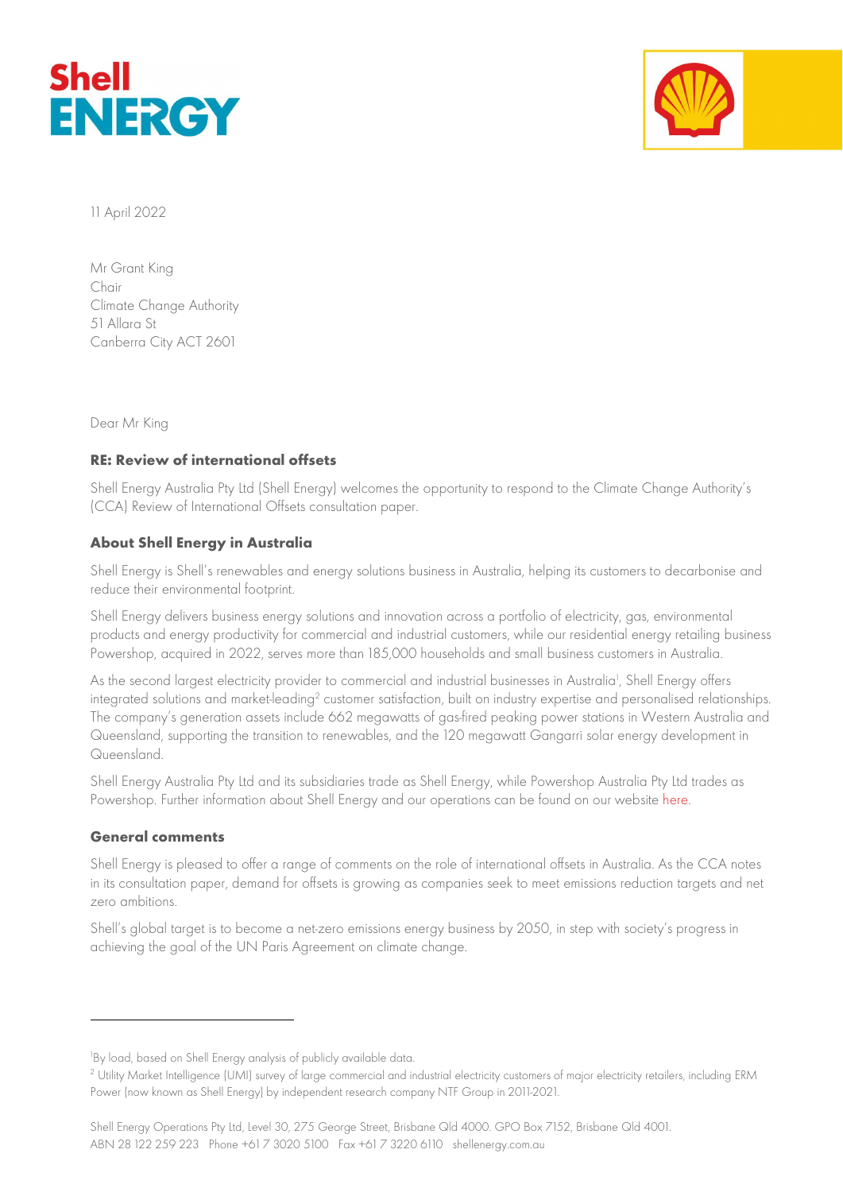11 April 2022

Mr Grant King
Chair
Climate Change Authority
51 Allara St
Canberra City ACT 2601

Dear Mr King

**RE: Review of international offsets**

Shell Energy Australia Pty Ltd (Shell Energy) welcomes the opportunity to respond to the Climate Change Authority's (CCA) Review of International Offsets consultation paper.

**About Shell Energy in Australia**

Shell Energy is Shell's renewables and energy solutions business in Australia, helping its customers to decarbonise and reduce their environmental footprint.

Shell Energy delivers business energy solutions and innovation across a portfolio of electricity, gas, environmental products and energy productivity for commercial and industrial customers, while our residential energy retailing business Powershop, acquired in 2022, serves more than 185,000 households and small business customers in Australia.

As the second largest electricity provider to commercial and industrial businesses in Australia[1], Shell Energy offers integrated solutions and market-leading[2] customer satisfaction, built on industry expertise and personalised relationships. The company's generation assets include 662 megawatts of gas-fired peaking power stations in Western Australia and Queensland, supporting the transition to renewables, and the 120 megawatt Gangarri solar energy development in Queensland.

Shell Energy Australia Pty Ltd and its subsidiaries trade as Shell Energy, while Powershop Australia Pty Ltd trades as Powershop. Further information about Shell Energy and our operations can be found on our website here.

**General comments**

Shell Energy is pleased to offer a range of comments on the role of international offsets in Australia. As the CCA notes in its consultation paper, demand for offsets is growing as companies seek to meet emissions reduction targets and net zero ambitions.

Shell's global target is to become a net-zero emissions energy business by 2050, in step with society's progress in achieving the goal of the UN Paris Agreement on climate change.

---

[1] By load, based on Shell Energy analysis of publicly available data.

[2] Utility Market Intelligence (UMI) survey of large commercial and industrial electricity customers of major electricity retailers, including ERM Power (now known as Shell Energy) by independent research company NTF Group in 2011-2021.

Shell Energy Operations Pty Ltd, Level 30, 275 George Street, Brisbane Qld 4000. GPO Box 7152, Brisbane Qld 4001.
ABN 28 122 259 223 Phone +61 7 3020 5100 Fax +61 7 3220 6110 shellenergy.com.au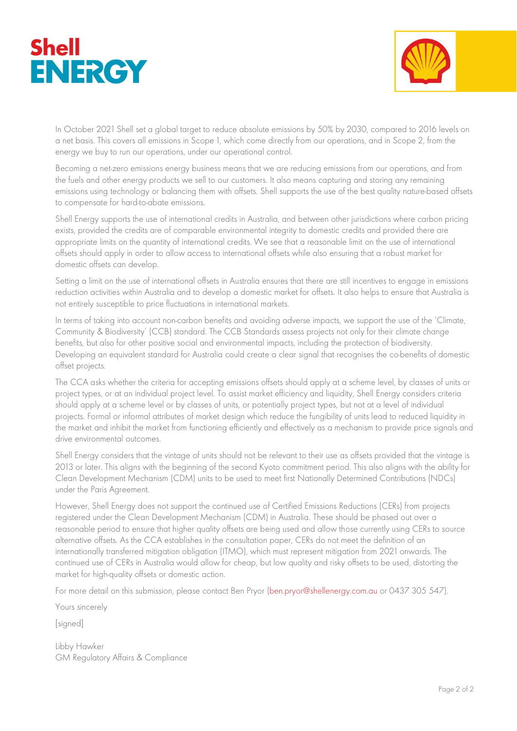In October 2021 Shell set a global target to reduce absolute emissions by 50% by 2030, compared to 2016 levels on a net basis. This covers all emissions in Scope 1, which come directly from our operations, and in Scope 2, from the energy we buy to run our operations, under our operational control.

Becoming a net-zero emissions energy business means that we are reducing emissions from our operations, and from the fuels and other energy products we sell to our customers. It also means capturing and storing any remaining emissions using technology or balancing them with offsets. Shell supports the use of the best quality nature-based offsets to compensate for hard-to-abate emissions.

Shell Energy supports the use of international credits in Australia, and between other jurisdictions where carbon pricing exists, provided the credits are of comparable environmental integrity to domestic credits and provided there are appropriate limits on the quantity of international credits. We see that a reasonable limit on the use of international offsets should apply in order to allow access to international offsets while also ensuring that a robust market for domestic offsets can develop.

Setting a limit on the use of international offsets in Australia ensures that there are still incentives to engage in emissions reduction activities within Australia and to develop a domestic market for offsets. It also helps to ensure that Australia is not entirely susceptible to price fluctuations in international markets.

In terms of taking into account non-carbon benefits and avoiding adverse impacts, we support the use of the 'Climate, Community & Biodiversity' (CCB) standard. The CCB Standards assess projects not only for their climate change benefits, but also for other positive social and environmental impacts, including the protection of biodiversity. Developing an equivalent standard for Australia could create a clear signal that recognises the co-benefits of domestic offset projects.

The CCA asks whether the criteria for accepting emissions offsets should apply at a scheme level, by classes of units or project types, or at an individual project level. To assist market efficiency and liquidity, Shell Energy considers criteria should apply at a scheme level or by classes of units, or potentially project types, but not at a level of individual projects. Formal or informal attributes of market design which reduce the fungibility of units lead to reduced liquidity in the market and inhibit the market from functioning efficiently and effectively as a mechanism to provide price signals and drive environmental outcomes.

Shell Energy considers that the vintage of units should not be relevant to their use as offsets provided that the vintage is 2013 or later. This aligns with the beginning of the second Kyoto commitment period. This also aligns with the ability for Clean Development Mechanism (CDM) units to be used to meet first Nationally Determined Contributions (NDCs) under the Paris Agreement.

However, Shell Energy does not support the continued use of Certified Emissions Reductions (CERs) from projects registered under the Clean Development Mechanism (CDM) in Australia. These should be phased out over a reasonable period to ensure that higher quality offsets are being used and allow those currently using CERs to source alternative offsets. As the CCA establishes in the consultation paper, CERs do not meet the definition of an internationally transferred mitigation obligation (ITMO), which must represent mitigation from 2021 onwards. The continued use of CERs in Australia would allow for cheap, but low quality and risky offsets to be used, distorting the market for high-quality offsets or domestic action.

For more detail on this submission, please contact Ben Pryor (ben.pryor@shellenergy.com.au or 0437 305 547).

Yours sincerely

[signed]

Libby Hawker
GM Regulatory Affairs & Compliance